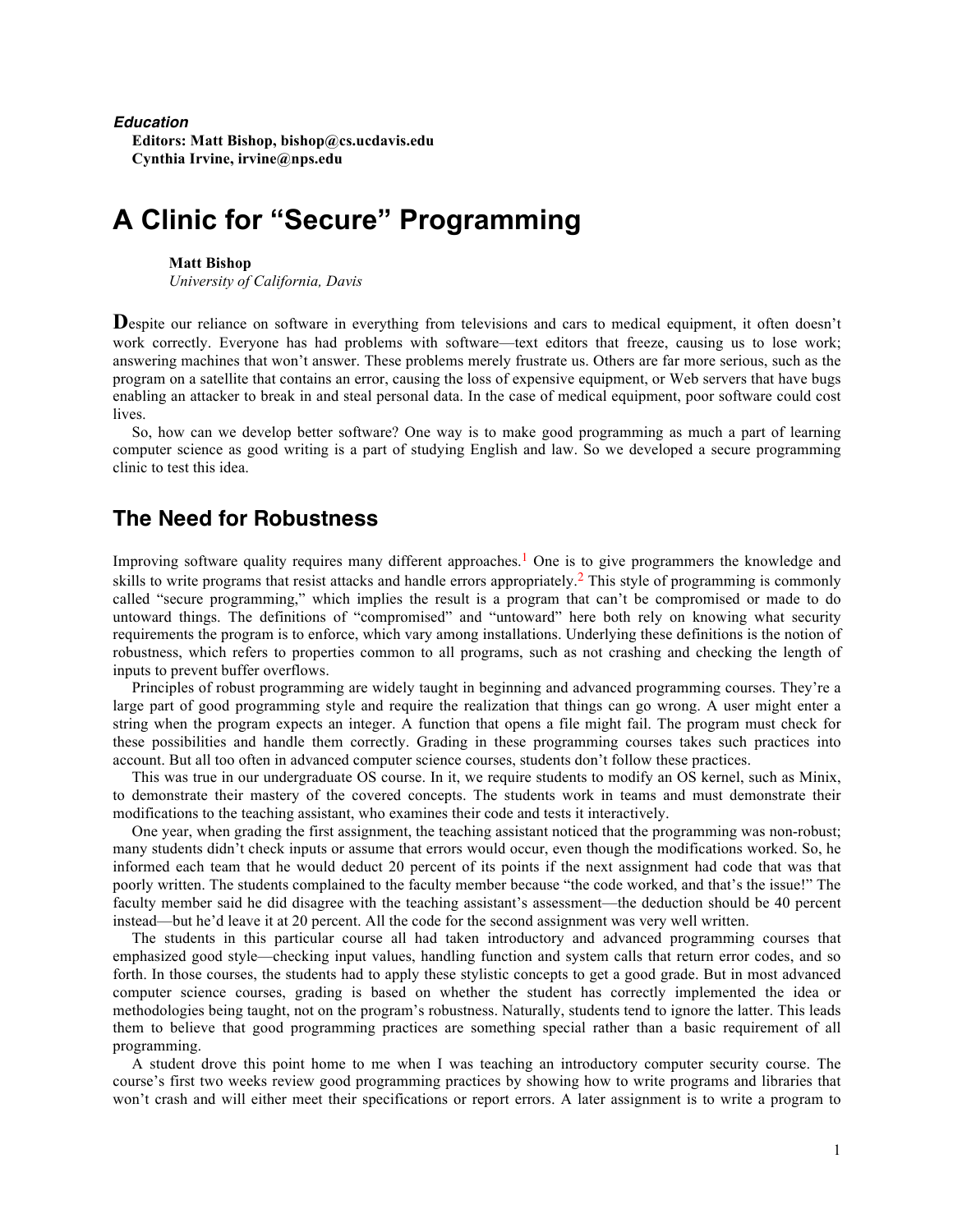***Education***

**Editors: Matt Bishop, bishop@cs.ucdavis.edu**
**Cynthia Irvine, irvine@nps.edu**

# A Clinic for “Secure” Programming

**Matt Bishop**
*University of California, Davis*

Despite our reliance on software in everything from televisions and cars to medical equipment, it often doesn’t work correctly. Everyone has had problems with software—text editors that freeze, causing us to lose work; answering machines that won’t answer. These problems merely frustrate us. Others are far more serious, such as the program on a satellite that contains an error, causing the loss of expensive equipment, or Web servers that have bugs enabling an attacker to break in and steal personal data. In the case of medical equipment, poor software could cost lives.

So, how can we develop better software? One way is to make good programming as much a part of learning computer science as good writing is a part of studying English and law. So we developed a secure programming clinic to test this idea.

## The Need for Robustness

Improving software quality requires many different approaches.[1] One is to give programmers the knowledge and skills to write programs that resist attacks and handle errors appropriately.[2] This style of programming is commonly called “secure programming,” which implies the result is a program that can’t be compromised or made to do untoward things. The definitions of “compromised” and “untoward” here both rely on knowing what security requirements the program is to enforce, which vary among installations. Underlying these definitions is the notion of robustness, which refers to properties common to all programs, such as not crashing and checking the length of inputs to prevent buffer overflows.

Principles of robust programming are widely taught in beginning and advanced programming courses. They’re a large part of good programming style and require the realization that things can go wrong. A user might enter a string when the program expects an integer. A function that opens a file might fail. The program must check for these possibilities and handle them correctly. Grading in these programming courses takes such practices into account. But all too often in advanced computer science courses, students don’t follow these practices.

This was true in our undergraduate OS course. In it, we require students to modify an OS kernel, such as Minix, to demonstrate their mastery of the covered concepts. The students work in teams and must demonstrate their modifications to the teaching assistant, who examines their code and tests it interactively.

One year, when grading the first assignment, the teaching assistant noticed that the programming was non-robust; many students didn’t check inputs or assume that errors would occur, even though the modifications worked. So, he informed each team that he would deduct 20 percent of its points if the next assignment had code that was that poorly written. The students complained to the faculty member because “the code worked, and that’s the issue!” The faculty member said he did disagree with the teaching assistant’s assessment—the deduction should be 40 percent instead—but he’d leave it at 20 percent. All the code for the second assignment was very well written.

The students in this particular course all had taken introductory and advanced programming courses that emphasized good style—checking input values, handling function and system calls that return error codes, and so forth. In those courses, the students had to apply these stylistic concepts to get a good grade. But in most advanced computer science courses, grading is based on whether the student has correctly implemented the idea or methodologies being taught, not on the program’s robustness. Naturally, students tend to ignore the latter. This leads them to believe that good programming practices are something special rather than a basic requirement of all programming.

A student drove this point home to me when I was teaching an introductory computer security course. The course’s first two weeks review good programming practices by showing how to write programs and libraries that won’t crash and will either meet their specifications or report errors. A later assignment is to write a program to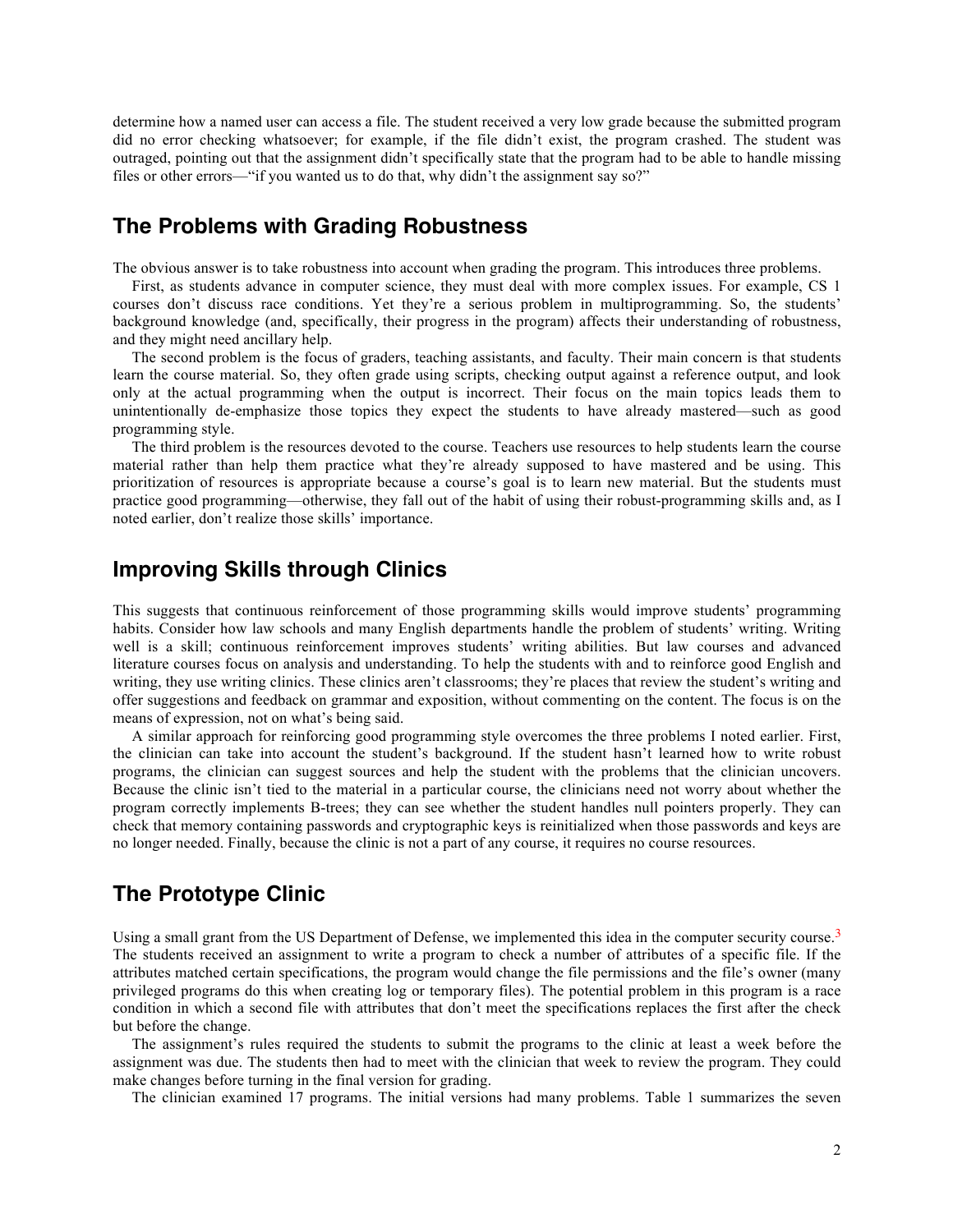determine how a named user can access a file. The student received a very low grade because the submitted program did no error checking whatsoever; for example, if the file didn't exist, the program crashed. The student was outraged, pointing out that the assignment didn't specifically state that the program had to be able to handle missing files or other errors—"if you wanted us to do that, why didn't the assignment say so?"

## The Problems with Grading Robustness

The obvious answer is to take robustness into account when grading the program. This introduces three problems.

First, as students advance in computer science, they must deal with more complex issues. For example, CS 1 courses don't discuss race conditions. Yet they're a serious problem in multiprogramming. So, the students' background knowledge (and, specifically, their progress in the program) affects their understanding of robustness, and they might need ancillary help.

The second problem is the focus of graders, teaching assistants, and faculty. Their main concern is that students learn the course material. So, they often grade using scripts, checking output against a reference output, and look only at the actual programming when the output is incorrect. Their focus on the main topics leads them to unintentionally de-emphasize those topics they expect the students to have already mastered—such as good programming style.

The third problem is the resources devoted to the course. Teachers use resources to help students learn the course material rather than help them practice what they're already supposed to have mastered and be using. This prioritization of resources is appropriate because a course's goal is to learn new material. But the students must practice good programming—otherwise, they fall out of the habit of using their robust-programming skills and, as I noted earlier, don't realize those skills' importance.

## Improving Skills through Clinics

This suggests that continuous reinforcement of those programming skills would improve students' programming habits. Consider how law schools and many English departments handle the problem of students' writing. Writing well is a skill; continuous reinforcement improves students' writing abilities. But law courses and advanced literature courses focus on analysis and understanding. To help the students with and to reinforce good English and writing, they use writing clinics. These clinics aren't classrooms; they're places that review the student's writing and offer suggestions and feedback on grammar and exposition, without commenting on the content. The focus is on the means of expression, not on what's being said.

A similar approach for reinforcing good programming style overcomes the three problems I noted earlier. First, the clinician can take into account the student's background. If the student hasn't learned how to write robust programs, the clinician can suggest sources and help the student with the problems that the clinician uncovers. Because the clinic isn't tied to the material in a particular course, the clinicians need not worry about whether the program correctly implements B-trees; they can see whether the student handles null pointers properly. They can check that memory containing passwords and cryptographic keys is reinitialized when those passwords and keys are no longer needed. Finally, because the clinic is not a part of any course, it requires no course resources.

## The Prototype Clinic

Using a small grant from the US Department of Defense, we implemented this idea in the computer security course.[3] The students received an assignment to write a program to check a number of attributes of a specific file. If the attributes matched certain specifications, the program would change the file permissions and the file's owner (many privileged programs do this when creating log or temporary files). The potential problem in this program is a race condition in which a second file with attributes that don't meet the specifications replaces the first after the check but before the change.

The assignment's rules required the students to submit the programs to the clinic at least a week before the assignment was due. The students then had to meet with the clinician that week to review the program. They could make changes before turning in the final version for grading.

The clinician examined 17 programs. The initial versions had many problems. Table 1 summarizes the seven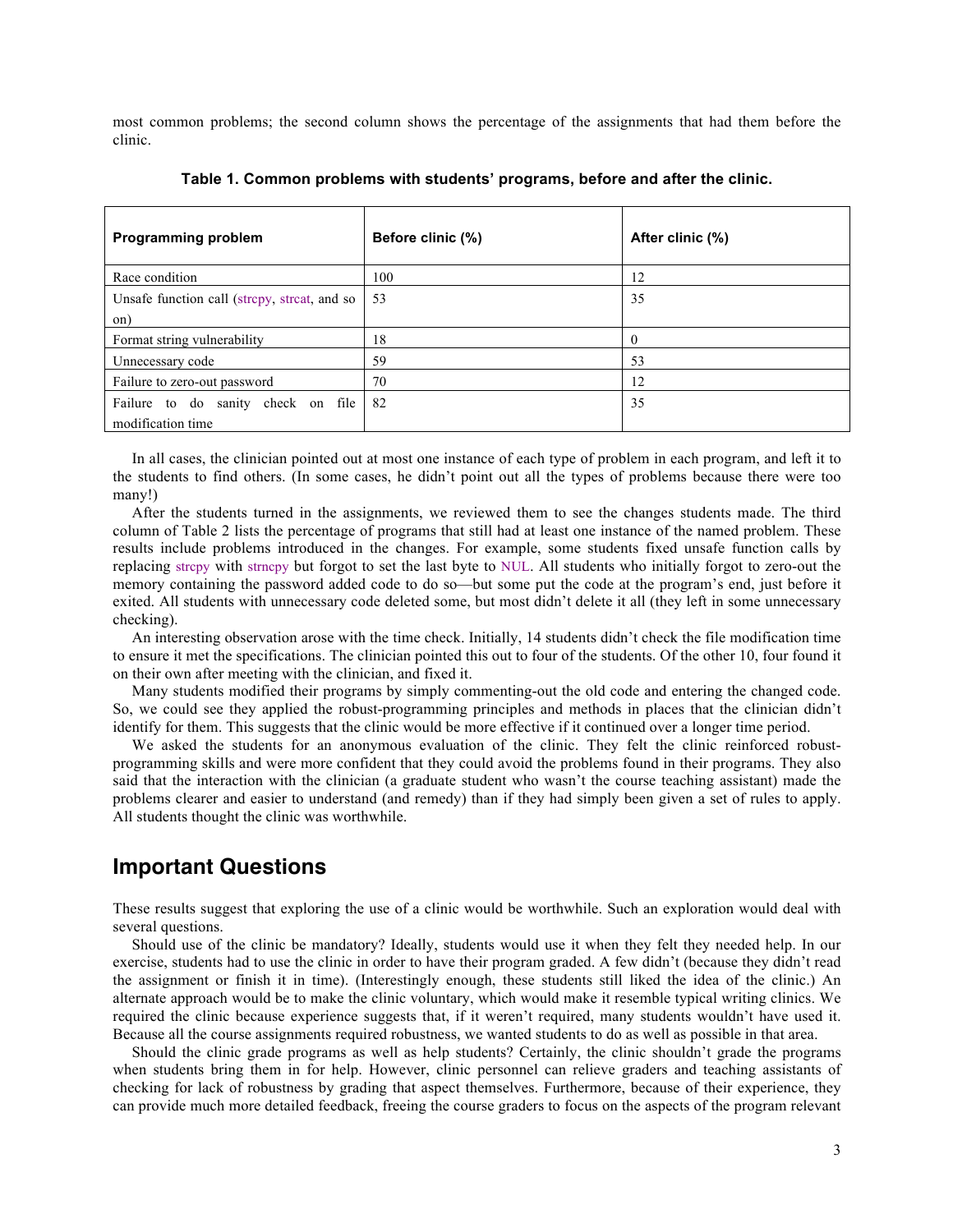most common problems; the second column shows the percentage of the assignments that had them before the clinic.

**Table 1. Common problems with students' programs, before and after the clinic.**

| Programming problem | Before clinic (%) | After clinic (%) |
|---|---|---|
| Race condition | 100 | 12 |
| Unsafe function call (strcpy, strcat, and so on) | 53 | 35 |
| Format string vulnerability | 18 | 0 |
| Unnecessary code | 59 | 53 |
| Failure to zero-out password | 70 | 12 |
| Failure to do sanity check on file modification time | 82 | 35 |

In all cases, the clinician pointed out at most one instance of each type of problem in each program, and left it to the students to find others. (In some cases, he didn't point out all the types of problems because there were too many!)

After the students turned in the assignments, we reviewed them to see the changes students made. The third column of Table 2 lists the percentage of programs that still had at least one instance of the named problem. These results include problems introduced in the changes. For example, some students fixed unsafe function calls by replacing strcpy with strncpy but forgot to set the last byte to NUL. All students who initially forgot to zero-out the memory containing the password added code to do so—but some put the code at the program's end, just before it exited. All students with unnecessary code deleted some, but most didn't delete it all (they left in some unnecessary checking).

An interesting observation arose with the time check. Initially, 14 students didn't check the file modification time to ensure it met the specifications. The clinician pointed this out to four of the students. Of the other 10, four found it on their own after meeting with the clinician, and fixed it.

Many students modified their programs by simply commenting-out the old code and entering the changed code. So, we could see they applied the robust-programming principles and methods in places that the clinician didn't identify for them. This suggests that the clinic would be more effective if it continued over a longer time period.

We asked the students for an anonymous evaluation of the clinic. They felt the clinic reinforced robust-programming skills and were more confident that they could avoid the problems found in their programs. They also said that the interaction with the clinician (a graduate student who wasn't the course teaching assistant) made the problems clearer and easier to understand (and remedy) than if they had simply been given a set of rules to apply. All students thought the clinic was worthwhile.

## Important Questions

These results suggest that exploring the use of a clinic would be worthwhile. Such an exploration would deal with several questions.

Should use of the clinic be mandatory? Ideally, students would use it when they felt they needed help. In our exercise, students had to use the clinic in order to have their program graded. A few didn't (because they didn't read the assignment or finish it in time). (Interestingly enough, these students still liked the idea of the clinic.) An alternate approach would be to make the clinic voluntary, which would make it resemble typical writing clinics. We required the clinic because experience suggests that, if it weren't required, many students wouldn't have used it. Because all the course assignments required robustness, we wanted students to do as well as possible in that area.

Should the clinic grade programs as well as help students? Certainly, the clinic shouldn't grade the programs when students bring them in for help. However, clinic personnel can relieve graders and teaching assistants of checking for lack of robustness by grading that aspect themselves. Furthermore, because of their experience, they can provide much more detailed feedback, freeing the course graders to focus on the aspects of the program relevant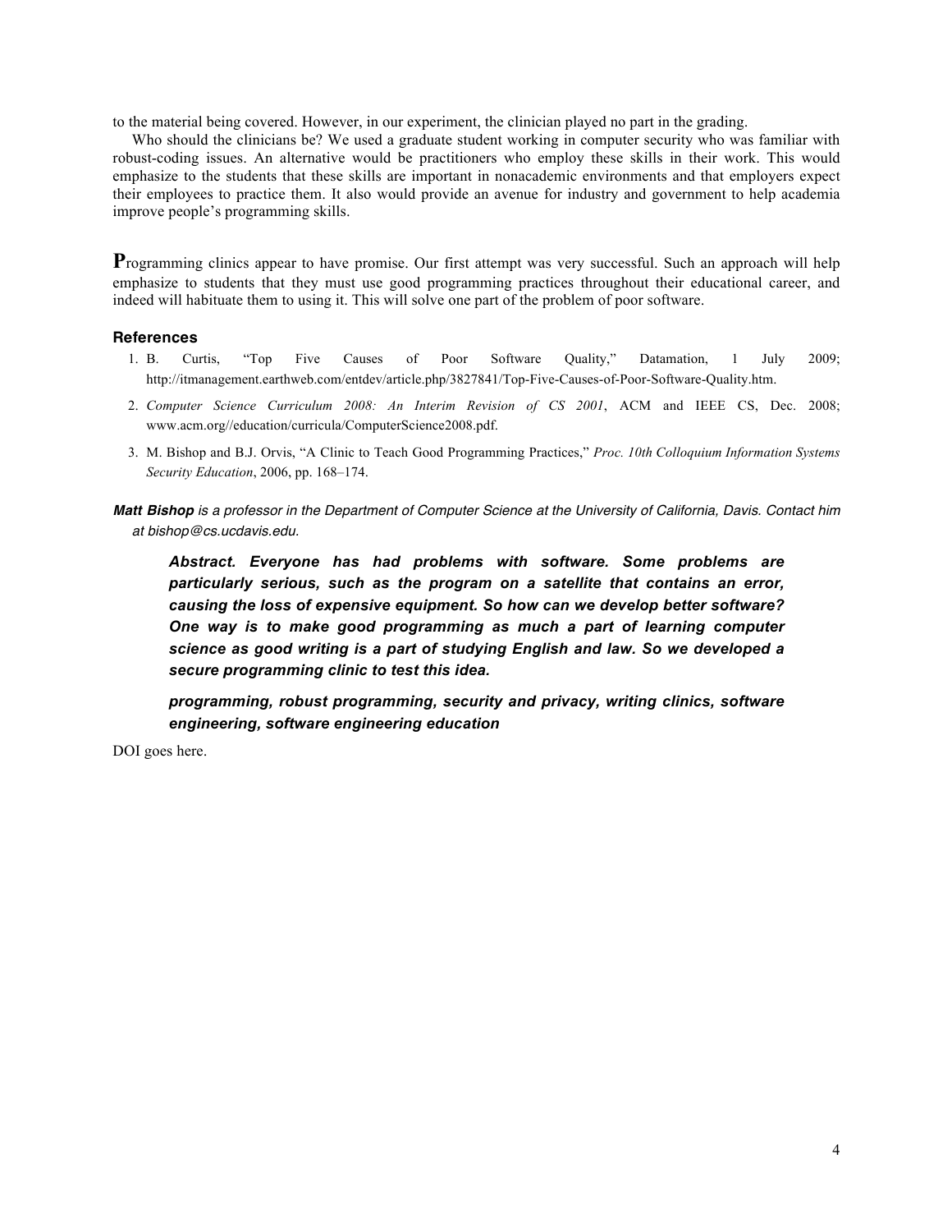to the material being covered. However, in our experiment, the clinician played no part in the grading.

Who should the clinicians be? We used a graduate student working in computer security who was familiar with robust-coding issues. An alternative would be practitioners who employ these skills in their work. This would emphasize to the students that these skills are important in nonacademic environments and that employers expect their employees to practice them. It also would provide an avenue for industry and government to help academia improve people's programming skills.

**P**rogramming clinics appear to have promise. Our first attempt was very successful. Such an approach will help emphasize to students that they must use good programming practices throughout their educational career, and indeed will habituate them to using it. This will solve one part of the problem of poor software.

### References

1. B. Curtis, "Top Five Causes of Poor Software Quality," Datamation, 1 July 2009; http://itmanagement.earthweb.com/entdev/article.php/3827841/Top-Five-Causes-of-Poor-Software-Quality.htm.
2. *Computer Science Curriculum 2008: An Interim Revision of CS 2001*, ACM and IEEE CS, Dec. 2008; www.acm.org//education/curricula/ComputerScience2008.pdf.
3. M. Bishop and B.J. Orvis, "A Clinic to Teach Good Programming Practices," *Proc. 10th Colloquium Information Systems Security Education*, 2006, pp. 168–174.

***Matt Bishop*** *is a professor in the Department of Computer Science at the University of California, Davis. Contact him at bishop@cs.ucdavis.edu.*

***Abstract. Everyone has had problems with software. Some problems are particularly serious, such as the program on a satellite that contains an error, causing the loss of expensive equipment. So how can we develop better software? One way is to make good programming as much a part of learning computer science as good writing is a part of studying English and law. So we developed a secure programming clinic to test this idea.***

***programming, robust programming, security and privacy, writing clinics, software engineering, software engineering education***

DOI goes here.